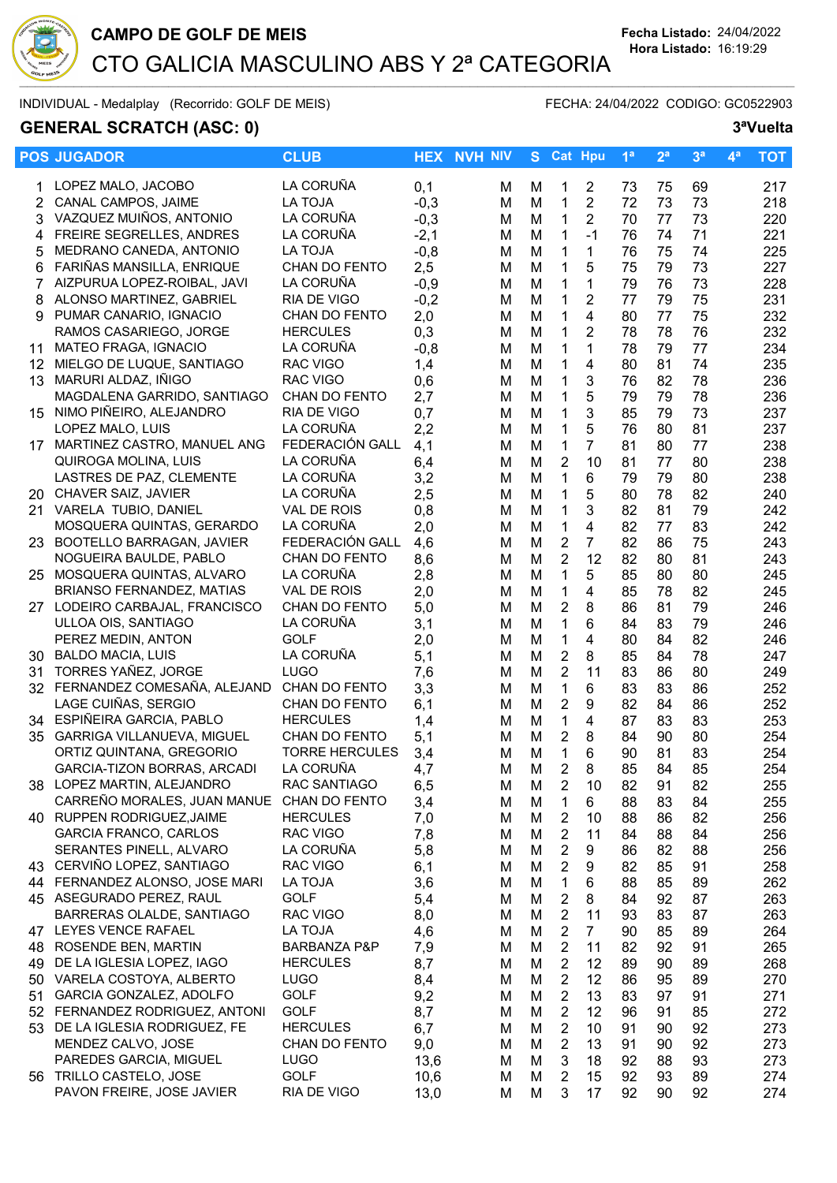# CAMPO DE GOLF DE MEIS

## CTO GALICIA MASCULINO ABS Y 2ª CATEGORIA

**Fecha Listado:** 24/04/2022
**Hora Listado:** 16:19:29

INDIVIDUAL - Medalplay (Recorrido: GOLF DE MEIS)

FECHA: 24/04/2022 CODIGO: GC0522903

### GENERAL SCRATCH (ASC: 0)

**3ªVuelta**

| POS | JUGADOR | CLUB | HEX | NVH | NIV | S | Cat | Hpu | 1ª | 2ª | 3ª | 4ª | TOT |
|---|---|---|---|---|---|---|---|---|---|---|---|---|---|
| 1 | LOPEZ MALO, JACOBO | LA CORUÑA | 0,1 | | M | M | 1 | 2 | 73 | 75 | 69 | | 217 |
| 2 | CANAL CAMPOS, JAIME | LA TOJA | -0,3 | | M | M | 1 | 2 | 72 | 73 | 73 | | 218 |
| 3 | VAZQUEZ MUIÑOS, ANTONIO | LA CORUÑA | -0,3 | | M | M | 1 | 2 | 70 | 77 | 73 | | 220 |
| 4 | FREIRE SEGRELLES, ANDRES | LA CORUÑA | -2,1 | | M | M | 1 | -1 | 76 | 74 | 71 | | 221 |
| 5 | MEDRANO CANEDA, ANTONIO | LA TOJA | -0,8 | | M | M | 1 | 1 | 76 | 75 | 74 | | 225 |
| 6 | FARIÑAS MANSILLA, ENRIQUE | CHAN DO FENTO | 2,5 | | M | M | 1 | 5 | 75 | 79 | 73 | | 227 |
| 7 | AIZPURUA LOPEZ-ROIBAL, JAVI | LA CORUÑA | -0,9 | | M | M | 1 | 1 | 79 | 76 | 73 | | 228 |
| 8 | ALONSO MARTINEZ, GABRIEL | RIA DE VIGO | -0,2 | | M | M | 1 | 2 | 77 | 79 | 75 | | 231 |
| 9 | PUMAR CANARIO, IGNACIO | CHAN DO FENTO | 2,0 | | M | M | 1 | 4 | 80 | 77 | 75 | | 232 |
| | RAMOS CASARIEGO, JORGE | HERCULES | 0,3 | | M | M | 1 | 2 | 78 | 78 | 76 | | 232 |
| 11 | MATEO FRAGA, IGNACIO | LA CORUÑA | -0,8 | | M | M | 1 | 1 | 78 | 79 | 77 | | 234 |
| 12 | MIELGO DE LUQUE, SANTIAGO | RAC VIGO | 1,4 | | M | M | 1 | 4 | 80 | 81 | 74 | | 235 |
| 13 | MARURI ALDAZ, IÑIGO | RAC VIGO | 0,6 | | M | M | 1 | 3 | 76 | 82 | 78 | | 236 |
| | MAGDALENA GARRIDO, SANTIAGO | CHAN DO FENTO | 2,7 | | M | M | 1 | 5 | 79 | 79 | 78 | | 236 |
| 15 | NIMO PIÑEIRO, ALEJANDRO | RIA DE VIGO | 0,7 | | M | M | 1 | 3 | 85 | 79 | 73 | | 237 |
| | LOPEZ MALO, LUIS | LA CORUÑA | 2,2 | | M | M | 1 | 5 | 76 | 80 | 81 | | 237 |
| 17 | MARTINEZ CASTRO, MANUEL ANG | FEDERACIÓN GALL | 4,1 | | M | M | 1 | 7 | 81 | 80 | 77 | | 238 |
| | QUIROGA MOLINA, LUIS | LA CORUÑA | 6,4 | | M | M | 2 | 10 | 81 | 77 | 80 | | 238 |
| | LASTRES DE PAZ, CLEMENTE | LA CORUÑA | 3,2 | | M | M | 1 | 6 | 79 | 79 | 80 | | 238 |
| 20 | CHAVER SAIZ, JAVIER | LA CORUÑA | 2,5 | | M | M | 1 | 5 | 80 | 78 | 82 | | 240 |
| 21 | VARELA TUBIO, DANIEL | VAL DE ROIS | 0,8 | | M | M | 1 | 3 | 82 | 81 | 79 | | 242 |
| | MOSQUERA QUINTAS, GERARDO | LA CORUÑA | 2,0 | | M | M | 1 | 4 | 82 | 77 | 83 | | 242 |
| 23 | BOOTELLO BARRAGAN, JAVIER | FEDERACIÓN GALL | 4,6 | | M | M | 2 | 7 | 82 | 86 | 75 | | 243 |
| | NOGUEIRA BAULDE, PABLO | CHAN DO FENTO | 8,6 | | M | M | 2 | 12 | 82 | 80 | 81 | | 243 |
| 25 | MOSQUERA QUINTAS, ALVARO | LA CORUÑA | 2,8 | | M | M | 1 | 5 | 85 | 80 | 80 | | 245 |
| | BRIANSO FERNANDEZ, MATIAS | VAL DE ROIS | 2,0 | | M | M | 1 | 4 | 85 | 78 | 82 | | 245 |
| 27 | LODEIRO CARBAJAL, FRANCISCO | CHAN DO FENTO | 5,0 | | M | M | 2 | 8 | 86 | 81 | 79 | | 246 |
| | ULLOA OIS, SANTIAGO | LA CORUÑA | 3,1 | | M | M | 1 | 6 | 84 | 83 | 79 | | 246 |
| | PEREZ MEDIN, ANTON | GOLF | 2,0 | | M | M | 1 | 4 | 80 | 84 | 82 | | 246 |
| 30 | BALDO MACIA, LUIS | LA CORUÑA | 5,1 | | M | M | 2 | 8 | 85 | 84 | 78 | | 247 |
| 31 | TORRES YAÑEZ, JORGE | LUGO | 7,6 | | M | M | 2 | 11 | 83 | 86 | 80 | | 249 |
| 32 | FERNANDEZ COMESAÑA, ALEJAND | CHAN DO FENTO | 3,3 | | M | M | 1 | 6 | 83 | 83 | 86 | | 252 |
| | LAGE CUIÑAS, SERGIO | CHAN DO FENTO | 6,1 | | M | M | 2 | 9 | 82 | 84 | 86 | | 252 |
| 34 | ESPIÑEIRA GARCIA, PABLO | HERCULES | 1,4 | | M | M | 1 | 4 | 87 | 83 | 83 | | 253 |
| 35 | GARRIGA VILLANUEVA, MIGUEL | CHAN DO FENTO | 5,1 | | M | M | 2 | 8 | 84 | 90 | 80 | | 254 |
| | ORTIZ QUINTANA, GREGORIO | TORRE HERCULES | 3,4 | | M | M | 1 | 6 | 90 | 81 | 83 | | 254 |
| | GARCIA-TIZON BORRAS, ARCADI | LA CORUÑA | 4,7 | | M | M | 2 | 8 | 85 | 84 | 85 | | 254 |
| 38 | LOPEZ MARTIN, ALEJANDRO | RAC SANTIAGO | 6,5 | | M | M | 2 | 10 | 82 | 91 | 82 | | 255 |
| | CARREÑO MORALES, JUAN MANUE | CHAN DO FENTO | 3,4 | | M | M | 1 | 6 | 88 | 83 | 84 | | 255 |
| 40 | RUPPEN RODRIGUEZ,JAIME | HERCULES | 7,0 | | M | M | 2 | 10 | 88 | 86 | 82 | | 256 |
| | GARCIA FRANCO, CARLOS | RAC VIGO | 7,8 | | M | M | 2 | 11 | 84 | 88 | 84 | | 256 |
| | SERANTES PINELL, ALVARO | LA CORUÑA | 5,8 | | M | M | 2 | 9 | 86 | 82 | 88 | | 256 |
| 43 | CERVIÑO LOPEZ, SANTIAGO | RAC VIGO | 6,1 | | M | M | 2 | 9 | 82 | 85 | 91 | | 258 |
| 44 | FERNANDEZ ALONSO, JOSE MARI | LA TOJA | 3,6 | | M | M | 1 | 6 | 88 | 85 | 89 | | 262 |
| 45 | ASEGURADO PEREZ, RAUL | GOLF | 5,4 | | M | M | 2 | 8 | 84 | 92 | 87 | | 263 |
| | BARRERAS OLALDE, SANTIAGO | RAC VIGO | 8,0 | | M | M | 2 | 11 | 93 | 83 | 87 | | 263 |
| 47 | LEYES VENCE RAFAEL | LA TOJA | 4,6 | | M | M | 2 | 7 | 90 | 85 | 89 | | 264 |
| 48 | ROSENDE BEN, MARTIN | BARBANZA P&P | 7,9 | | M | M | 2 | 11 | 82 | 92 | 91 | | 265 |
| 49 | DE LA IGLESIA LOPEZ, IAGO | HERCULES | 8,7 | | M | M | 2 | 12 | 89 | 90 | 89 | | 268 |
| 50 | VARELA COSTOYA, ALBERTO | LUGO | 8,4 | | M | M | 2 | 12 | 86 | 95 | 89 | | 270 |
| 51 | GARCIA GONZALEZ, ADOLFO | GOLF | 9,2 | | M | M | 2 | 13 | 83 | 97 | 91 | | 271 |
| 52 | FERNANDEZ RODRIGUEZ, ANTONI | GOLF | 8,7 | | M | M | 2 | 12 | 96 | 91 | 85 | | 272 |
| 53 | DE LA IGLESIA RODRIGUEZ, FE | HERCULES | 6,7 | | M | M | 2 | 10 | 91 | 90 | 92 | | 273 |
| | MENDEZ CALVO, JOSE | CHAN DO FENTO | 9,0 | | M | M | 2 | 13 | 91 | 90 | 92 | | 273 |
| | PAREDES GARCIA, MIGUEL | LUGO | 13,6 | | M | M | 3 | 18 | 92 | 88 | 93 | | 273 |
| 56 | TRILLO CASTELO, JOSE | GOLF | 10,6 | | M | M | 2 | 15 | 92 | 93 | 89 | | 274 |
| | PAVON FREIRE, JOSE JAVIER | RIA DE VIGO | 13,0 | | M | M | 3 | 17 | 92 | 90 | 92 | | 274 |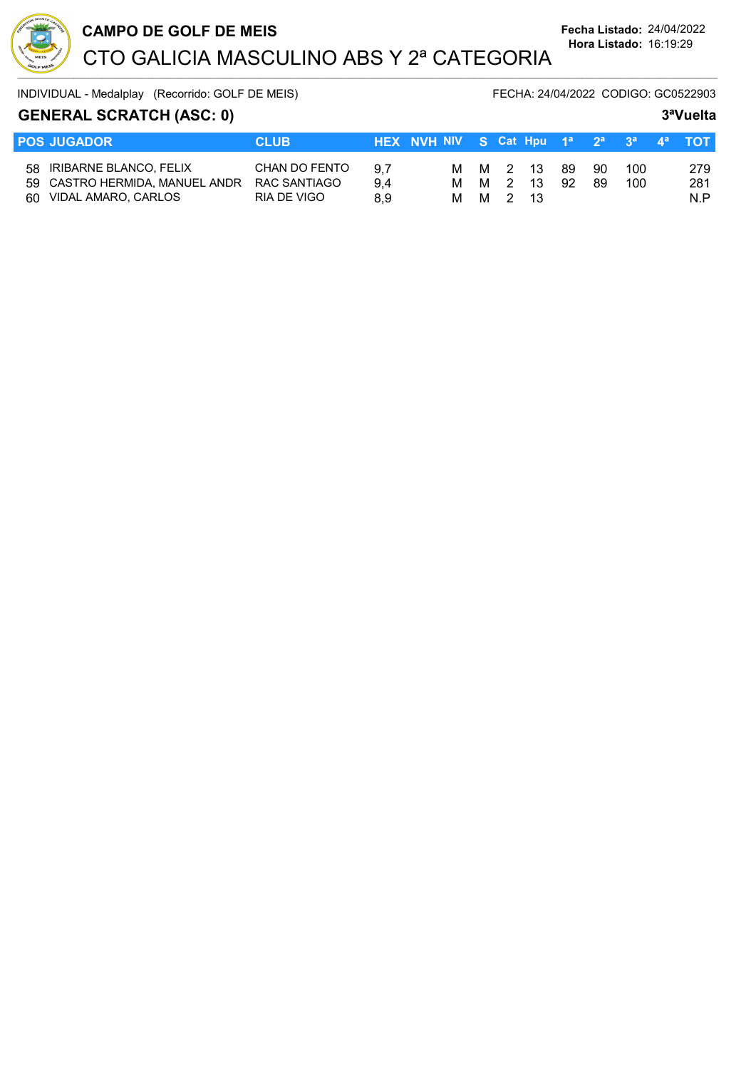# CAMPO DE GOLF DE MEIS

## CTO GALICIA MASCULINO ABS Y 2ª CATEGORIA

**Fecha Listado:** 24/04/2022
**Hora Listado:** 16:19:29

INDIVIDUAL - Medalplay (Recorrido: GOLF DE MEIS) FECHA: 24/04/2022 CODIGO: GC0522903

### GENERAL SCRATCH (ASC: 0)

**3ªVuelta**

| POS | JUGADOR | CLUB | HEX | NVH | NIV | S | Cat | Hpu | 1ª | 2ª | 3ª | 4ª | TOT |
|---|---|---|---|---|---|---|---|---|---|---|---|---|---|
| 58 | IRIBARNE BLANCO, FELIX | CHAN DO FENTO | 9,7 | | M | M | 2 | 13 | 89 | 90 | 100 | | 279 |
| 59 | CASTRO HERMIDA, MANUEL ANDR | RAC SANTIAGO | 9,4 | | M | M | 2 | 13 | 92 | 89 | 100 | | 281 |
| 60 | VIDAL AMARO, CARLOS | RIA DE VIGO | 8,9 | | M | M | 2 | 13 | | | | | N.P |